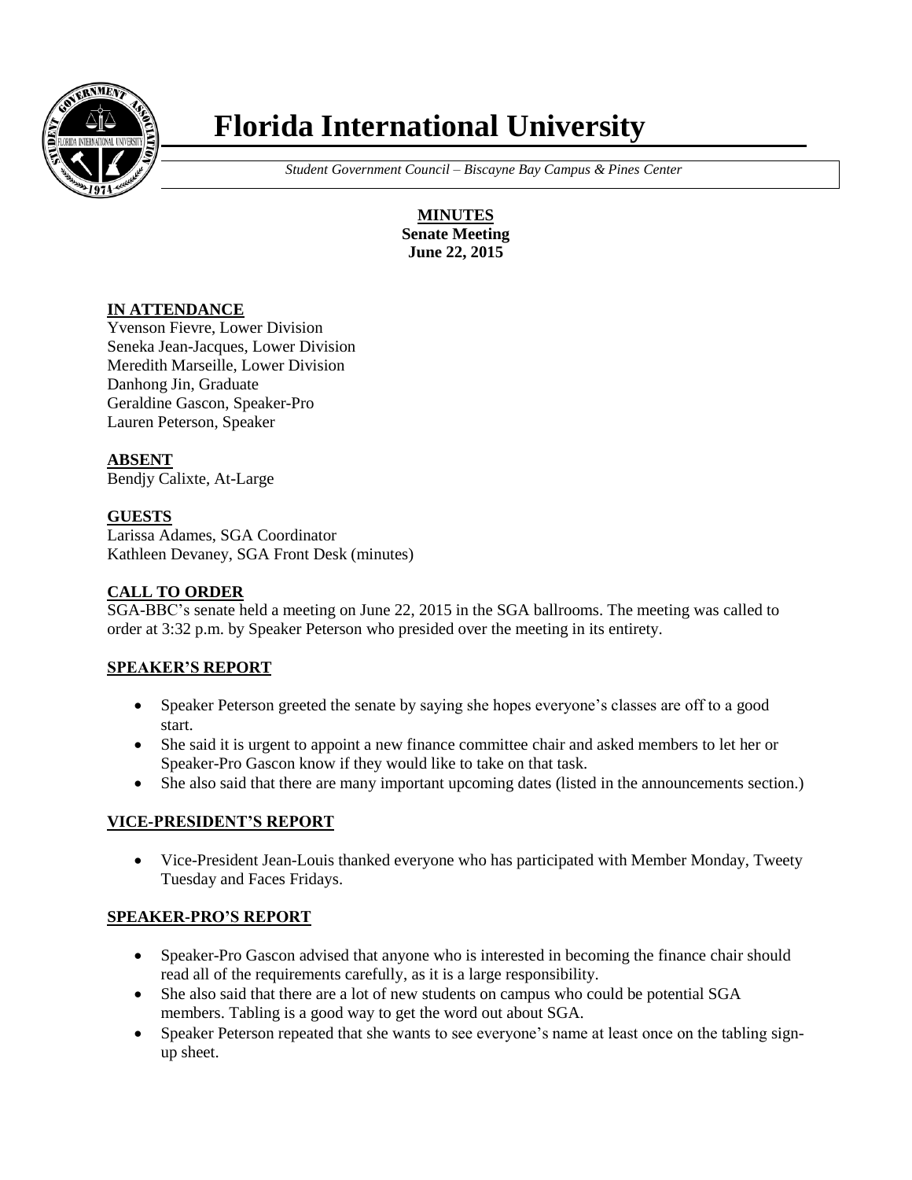# Florida International University

*Student Government Council – Biscayne Bay Campus & Pines Center*

**MINUTES**
**Senate Meeting**
**June 22, 2015**

## IN ATTENDANCE

Yvenson Fievre, Lower Division
Seneka Jean-Jacques, Lower Division
Meredith Marseille, Lower Division
Danhong Jin, Graduate
Geraldine Gascon, Speaker-Pro
Lauren Peterson, Speaker

## ABSENT

Bendjy Calixte, At-Large

## GUESTS

Larissa Adames, SGA Coordinator
Kathleen Devaney, SGA Front Desk (minutes)

## CALL TO ORDER

SGA-BBC's senate held a meeting on June 22, 2015 in the SGA ballrooms. The meeting was called to order at 3:32 p.m. by Speaker Peterson who presided over the meeting in its entirety.

## SPEAKER'S REPORT

- Speaker Peterson greeted the senate by saying she hopes everyone's classes are off to a good start.
- She said it is urgent to appoint a new finance committee chair and asked members to let her or Speaker-Pro Gascon know if they would like to take on that task.
- She also said that there are many important upcoming dates (listed in the announcements section.)

## VICE-PRESIDENT'S REPORT

- Vice-President Jean-Louis thanked everyone who has participated with Member Monday, Tweety Tuesday and Faces Fridays.

## SPEAKER-PRO'S REPORT

- Speaker-Pro Gascon advised that anyone who is interested in becoming the finance chair should read all of the requirements carefully, as it is a large responsibility.
- She also said that there are a lot of new students on campus who could be potential SGA members. Tabling is a good way to get the word out about SGA.
- Speaker Peterson repeated that she wants to see everyone's name at least once on the tabling sign-up sheet.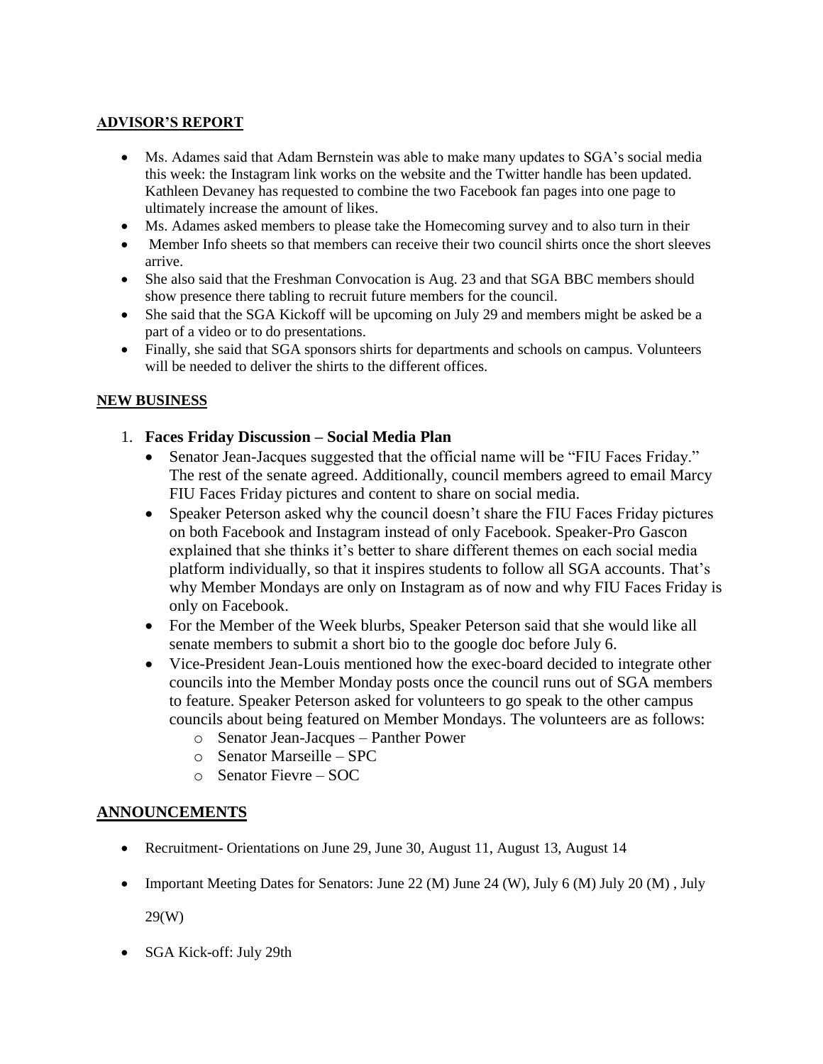## ADVISOR'S REPORT

- Ms. Adames said that Adam Bernstein was able to make many updates to SGA's social media this week: the Instagram link works on the website and the Twitter handle has been updated. Kathleen Devaney has requested to combine the two Facebook fan pages into one page to ultimately increase the amount of likes.
- Ms. Adames asked members to please take the Homecoming survey and to also turn in their
- Member Info sheets so that members can receive their two council shirts once the short sleeves arrive.
- She also said that the Freshman Convocation is Aug. 23 and that SGA BBC members should show presence there tabling to recruit future members for the council.
- She said that the SGA Kickoff will be upcoming on July 29 and members might be asked be a part of a video or to do presentations.
- Finally, she said that SGA sponsors shirts for departments and schools on campus. Volunteers will be needed to deliver the shirts to the different offices.

## NEW BUSINESS

1. **Faces Friday Discussion – Social Media Plan**
   - Senator Jean-Jacques suggested that the official name will be "FIU Faces Friday." The rest of the senate agreed. Additionally, council members agreed to email Marcy FIU Faces Friday pictures and content to share on social media.
   - Speaker Peterson asked why the council doesn't share the FIU Faces Friday pictures on both Facebook and Instagram instead of only Facebook. Speaker-Pro Gascon explained that she thinks it's better to share different themes on each social media platform individually, so that it inspires students to follow all SGA accounts. That's why Member Mondays are only on Instagram as of now and why FIU Faces Friday is only on Facebook.
   - For the Member of the Week blurbs, Speaker Peterson said that she would like all senate members to submit a short bio to the google doc before July 6.
   - Vice-President Jean-Louis mentioned how the exec-board decided to integrate other councils into the Member Monday posts once the council runs out of SGA members to feature. Speaker Peterson asked for volunteers to go speak to the other campus councils about being featured on Member Mondays. The volunteers are as follows:
     - Senator Jean-Jacques – Panther Power
     - Senator Marseille – SPC
     - Senator Fievre – SOC

## ANNOUNCEMENTS

- Recruitment- Orientations on June 29, June 30, August 11, August 13, August 14
- Important Meeting Dates for Senators: June 22 (M) June 24 (W), July 6 (M) July 20 (M) , July 29(W)
- SGA Kick-off: July 29th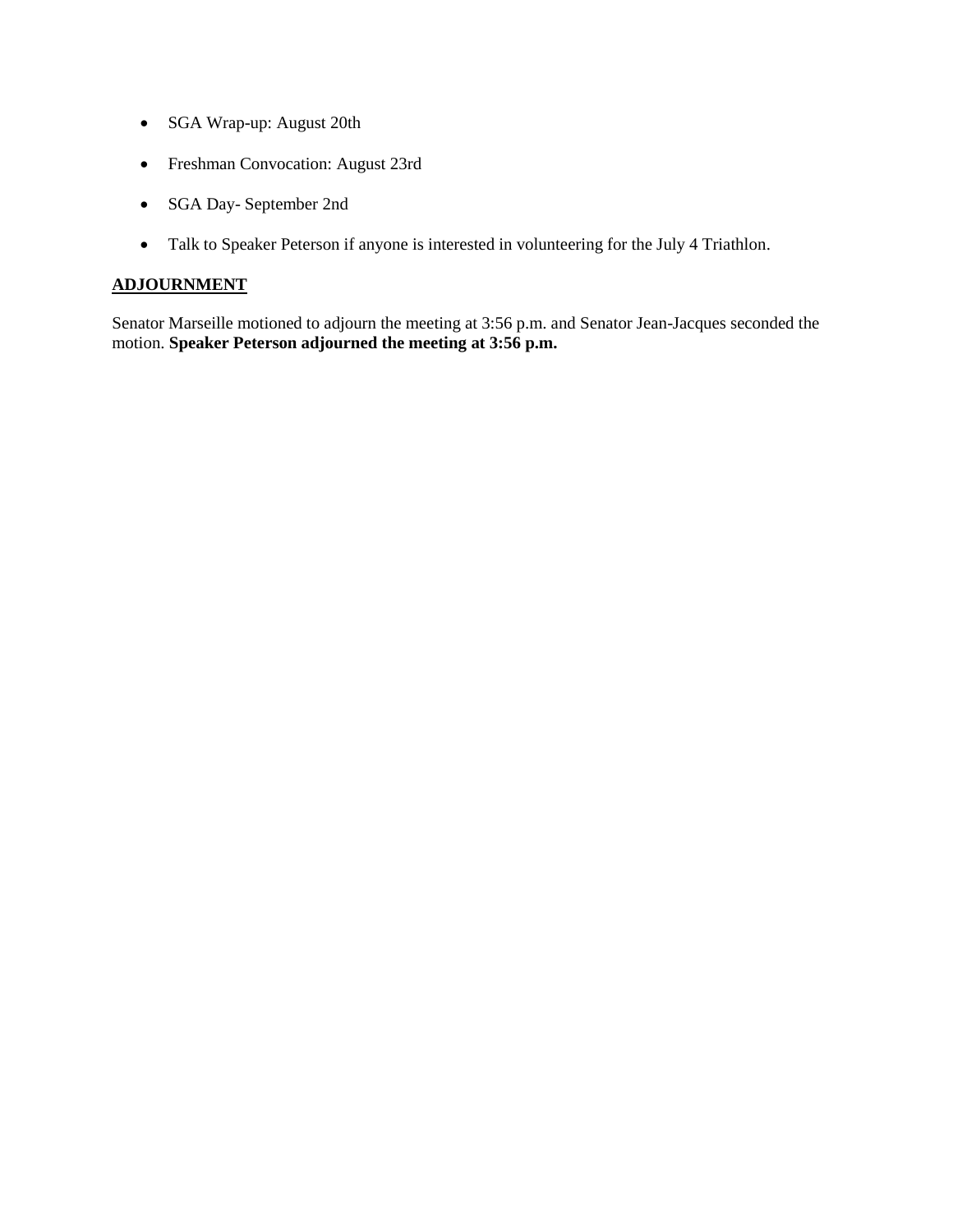- SGA Wrap-up: August 20th
- Freshman Convocation: August 23rd
- SGA Day- September 2nd
- Talk to Speaker Peterson if anyone is interested in volunteering for the July 4 Triathlon.

## ADJOURNMENT

Senator Marseille motioned to adjourn the meeting at 3:56 p.m. and Senator Jean-Jacques seconded the motion. **Speaker Peterson adjourned the meeting at 3:56 p.m.**